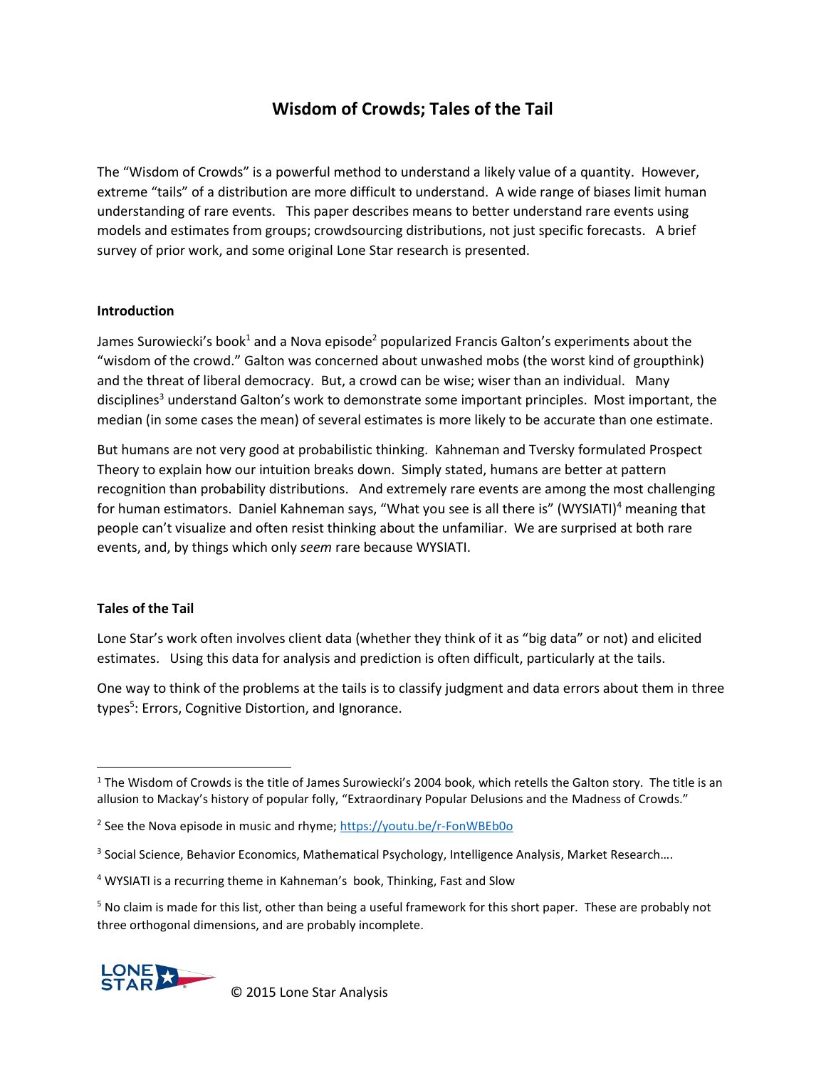# Wisdom of Crowds; Tales of the Tail

The "Wisdom of Crowds" is a powerful method to understand a likely value of a quantity. However, extreme "tails" of a distribution are more difficult to understand. A wide range of biases limit human understanding of rare events. This paper describes means to better understand rare events using models and estimates from groups; crowdsourcing distributions, not just specific forecasts. A brief survey of prior work, and some original Lone Star research is presented.

## Introduction

James Surowiecki's book[1] and a Nova episode[2] popularized Francis Galton's experiments about the "wisdom of the crowd." Galton was concerned about unwashed mobs (the worst kind of groupthink) and the threat of liberal democracy. But, a crowd can be wise; wiser than an individual. Many disciplines[3] understand Galton's work to demonstrate some important principles. Most important, the median (in some cases the mean) of several estimates is more likely to be accurate than one estimate.

But humans are not very good at probabilistic thinking. Kahneman and Tversky formulated Prospect Theory to explain how our intuition breaks down. Simply stated, humans are better at pattern recognition than probability distributions. And extremely rare events are among the most challenging for human estimators. Daniel Kahneman says, "What you see is all there is" (WYSIATI)[4] meaning that people can't visualize and often resist thinking about the unfamiliar. We are surprised at both rare events, and, by things which only *seem* rare because WYSIATI.

## Tales of the Tail

Lone Star's work often involves client data (whether they think of it as "big data" or not) and elicited estimates. Using this data for analysis and prediction is often difficult, particularly at the tails.

One way to think of the problems at the tails is to classify judgment and data errors about them in three types[5]: Errors, Cognitive Distortion, and Ignorance.

---

[1] The Wisdom of Crowds is the title of James Surowiecki's 2004 book, which retells the Galton story. The title is an allusion to Mackay's history of popular folly, "Extraordinary Popular Delusions and the Madness of Crowds."

[2] See the Nova episode in music and rhyme; https://youtu.be/r-FonWBEb0o

[3] Social Science, Behavior Economics, Mathematical Psychology, Intelligence Analysis, Market Research….

[4] WYSIATI is a recurring theme in Kahneman's book, Thinking, Fast and Slow

[5] No claim is made for this list, other than being a useful framework for this short paper. These are probably not three orthogonal dimensions, and are probably incomplete.

© 2015 Lone Star Analysis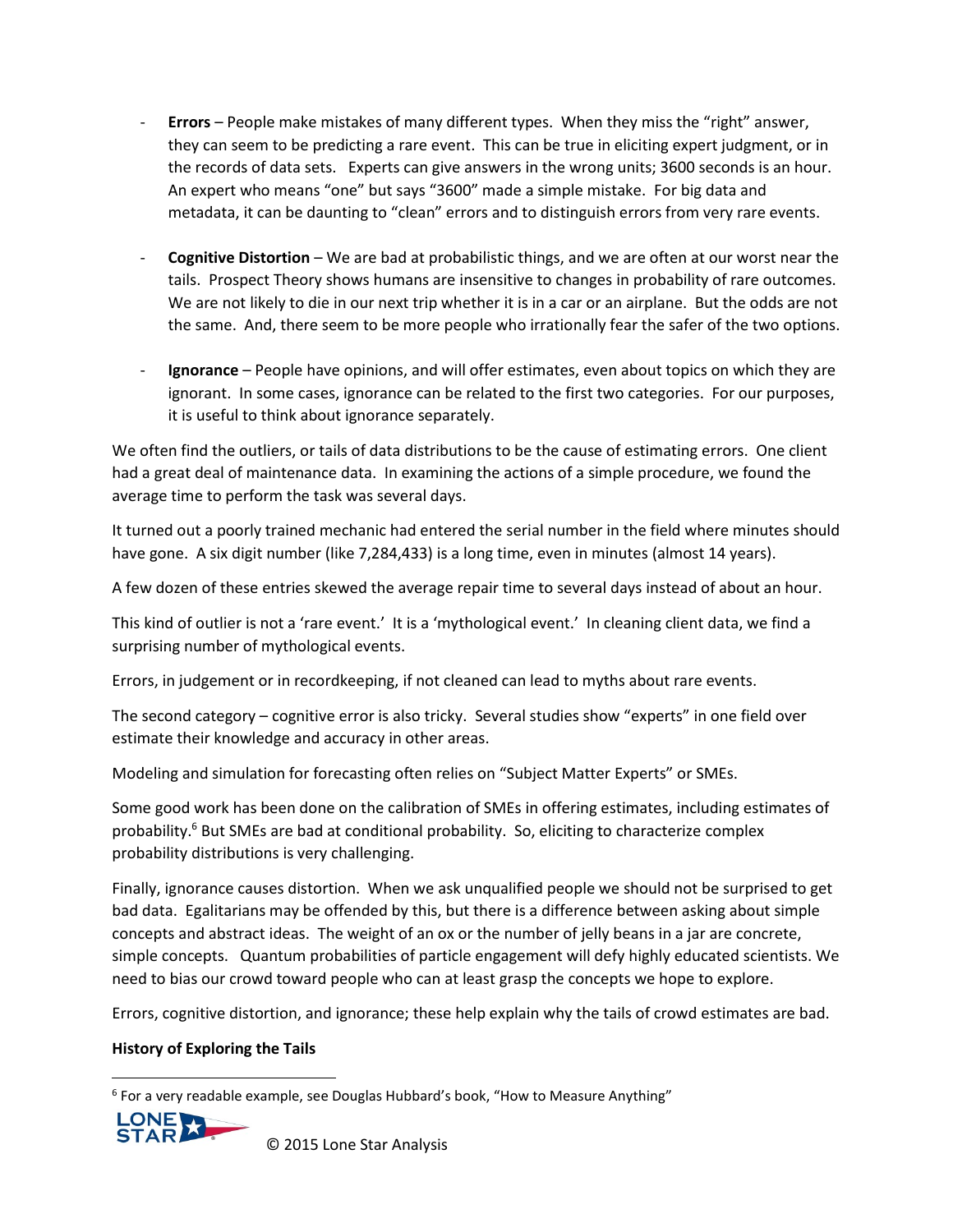- **Errors** – People make mistakes of many different types. When they miss the "right" answer, they can seem to be predicting a rare event. This can be true in eliciting expert judgment, or in the records of data sets. Experts can give answers in the wrong units; 3600 seconds is an hour. An expert who means "one" but says "3600" made a simple mistake. For big data and metadata, it can be daunting to "clean" errors and to distinguish errors from very rare events.

- **Cognitive Distortion** – We are bad at probabilistic things, and we are often at our worst near the tails. Prospect Theory shows humans are insensitive to changes in probability of rare outcomes. We are not likely to die in our next trip whether it is in a car or an airplane. But the odds are not the same. And, there seem to be more people who irrationally fear the safer of the two options.

- **Ignorance** – People have opinions, and will offer estimates, even about topics on which they are ignorant. In some cases, ignorance can be related to the first two categories. For our purposes, it is useful to think about ignorance separately.

We often find the outliers, or tails of data distributions to be the cause of estimating errors. One client had a great deal of maintenance data. In examining the actions of a simple procedure, we found the average time to perform the task was several days.

It turned out a poorly trained mechanic had entered the serial number in the field where minutes should have gone. A six digit number (like 7,284,433) is a long time, even in minutes (almost 14 years).

A few dozen of these entries skewed the average repair time to several days instead of about an hour.

This kind of outlier is not a 'rare event.' It is a 'mythological event.' In cleaning client data, we find a surprising number of mythological events.

Errors, in judgement or in recordkeeping, if not cleaned can lead to myths about rare events.

The second category – cognitive error is also tricky. Several studies show "experts" in one field over estimate their knowledge and accuracy in other areas.

Modeling and simulation for forecasting often relies on "Subject Matter Experts" or SMEs.

Some good work has been done on the calibration of SMEs in offering estimates, including estimates of probability.[6] But SMEs are bad at conditional probability. So, eliciting to characterize complex probability distributions is very challenging.

Finally, ignorance causes distortion. When we ask unqualified people we should not be surprised to get bad data. Egalitarians may be offended by this, but there is a difference between asking about simple concepts and abstract ideas. The weight of an ox or the number of jelly beans in a jar are concrete, simple concepts. Quantum probabilities of particle engagement will defy highly educated scientists. We need to bias our crowd toward people who can at least grasp the concepts we hope to explore.

Errors, cognitive distortion, and ignorance; these help explain why the tails of crowd estimates are bad.

### History of Exploring the Tails

[6] For a very readable example, see Douglas Hubbard's book, "How to Measure Anything"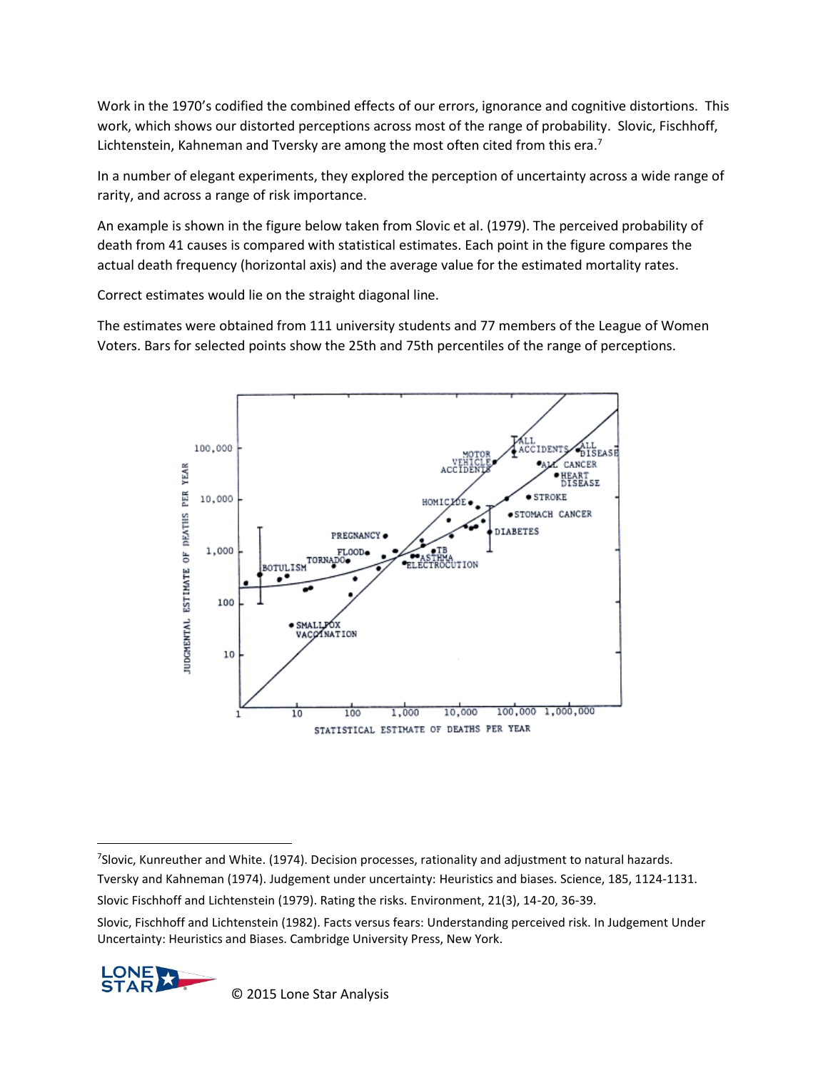Work in the 1970's codified the combined effects of our errors, ignorance and cognitive distortions. This work, which shows our distorted perceptions across most of the range of probability. Slovic, Fischhoff, Lichtenstein, Kahneman and Tversky are among the most often cited from this era.[7]

In a number of elegant experiments, they explored the perception of uncertainty across a wide range of rarity, and across a range of risk importance.

An example is shown in the figure below taken from Slovic et al. (1979). The perceived probability of death from 41 causes is compared with statistical estimates. Each point in the figure compares the actual death frequency (horizontal axis) and the average value for the estimated mortality rates.

Correct estimates would lie on the straight diagonal line.

The estimates were obtained from 111 university students and 77 members of the League of Women Voters. Bars for selected points show the 25th and 75th percentiles of the range of perceptions.

---

[7] Slovic, Kunreuther and White. (1974). Decision processes, rationality and adjustment to natural hazards.

Tversky and Kahneman (1974). Judgement under uncertainty: Heuristics and biases. Science, 185, 1124-1131.

Slovic Fischhoff and Lichtenstein (1979). Rating the risks. Environment, 21(3), 14-20, 36-39.

Slovic, Fischhoff and Lichtenstein (1982). Facts versus fears: Understanding perceived risk. In Judgement Under Uncertainty: Heuristics and Biases. Cambridge University Press, New York.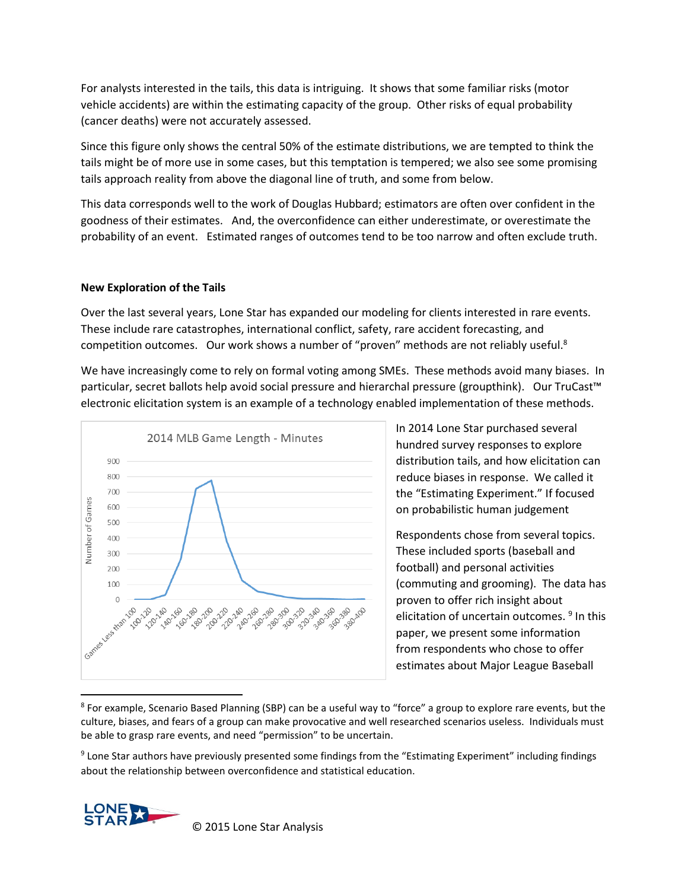For analysts interested in the tails, this data is intriguing. It shows that some familiar risks (motor vehicle accidents) are within the estimating capacity of the group. Other risks of equal probability (cancer deaths) were not accurately assessed.

Since this figure only shows the central 50% of the estimate distributions, we are tempted to think the tails might be of more use in some cases, but this temptation is tempered; we also see some promising tails approach reality from above the diagonal line of truth, and some from below.

This data corresponds well to the work of Douglas Hubbard; estimators are often over confident in the goodness of their estimates. And, the overconfidence can either underestimate, or overestimate the probability of an event. Estimated ranges of outcomes tend to be too narrow and often exclude truth.

**New Exploration of the Tails**

Over the last several years, Lone Star has expanded our modeling for clients interested in rare events. These include rare catastrophes, international conflict, safety, rare accident forecasting, and competition outcomes. Our work shows a number of "proven" methods are not reliably useful.[8]

We have increasingly come to rely on formal voting among SMEs. These methods avoid many biases. In particular, secret ballots help avoid social pressure and hierarchal pressure (groupthink). Our TruCast™ electronic elicitation system is an example of a technology enabled implementation of these methods.

2014 MLB Game Length - Minutes

In 2014 Lone Star purchased several hundred survey responses to explore distribution tails, and how elicitation can reduce biases in response. We called it the "Estimating Experiment." If focused on probabilistic human judgement

Respondents chose from several topics. These included sports (baseball and football) and personal activities (commuting and grooming). The data has proven to offer rich insight about elicitation of uncertain outcomes. [9] In this paper, we present some information from respondents who chose to offer estimates about Major League Baseball

[8] For example, Scenario Based Planning (SBP) can be a useful way to "force" a group to explore rare events, but the culture, biases, and fears of a group can make provocative and well researched scenarios useless. Individuals must be able to grasp rare events, and need "permission" to be uncertain.

[9] Lone Star authors have previously presented some findings from the "Estimating Experiment" including findings about the relationship between overconfidence and statistical education.

© 2015 Lone Star Analysis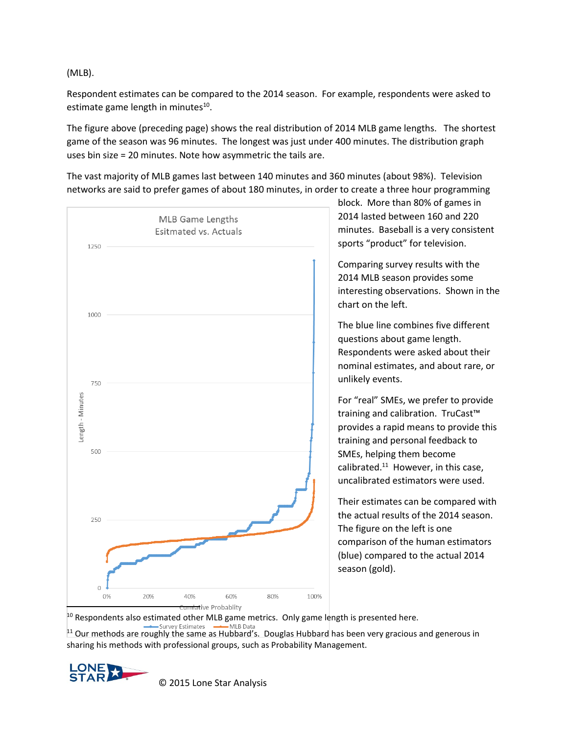(MLB).

Respondent estimates can be compared to the 2014 season. For example, respondents were asked to estimate game length in minutes[10].

The figure above (preceding page) shows the real distribution of 2014 MLB game lengths. The shortest game of the season was 96 minutes. The longest was just under 400 minutes. The distribution graph uses bin size = 20 minutes. Note how asymmetric the tails are.

The vast majority of MLB games last between 140 minutes and 360 minutes (about 98%). Television networks are said to prefer games of about 180 minutes, in order to create a three hour programming block. More than 80% of games in 2014 lasted between 160 and 220 minutes. Baseball is a very consistent sports "product" for television.

Comparing survey results with the 2014 MLB season provides some interesting observations. Shown in the chart on the left.

The blue line combines five different questions about game length. Respondents were asked about their nominal estimates, and about rare, or unlikely events.

For "real" SMEs, we prefer to provide training and calibration. TruCast™ provides a rapid means to provide this training and personal feedback to SMEs, helping them become calibrated.[11] However, in this case, uncalibrated estimators were used.

Their estimates can be compared with the actual results of the 2014 season. The figure on the left is one comparison of the human estimators (blue) compared to the actual 2014 season (gold).

MLB Game Lengths
Esitmated vs. Actuals

---

[10] Respondents also estimated other MLB game metrics. Only game length is presented here.

[11] Our methods are roughly the same as Hubbard's. Douglas Hubbard has been very gracious and generous in sharing his methods with professional groups, such as Probability Management.

© 2015 Lone Star Analysis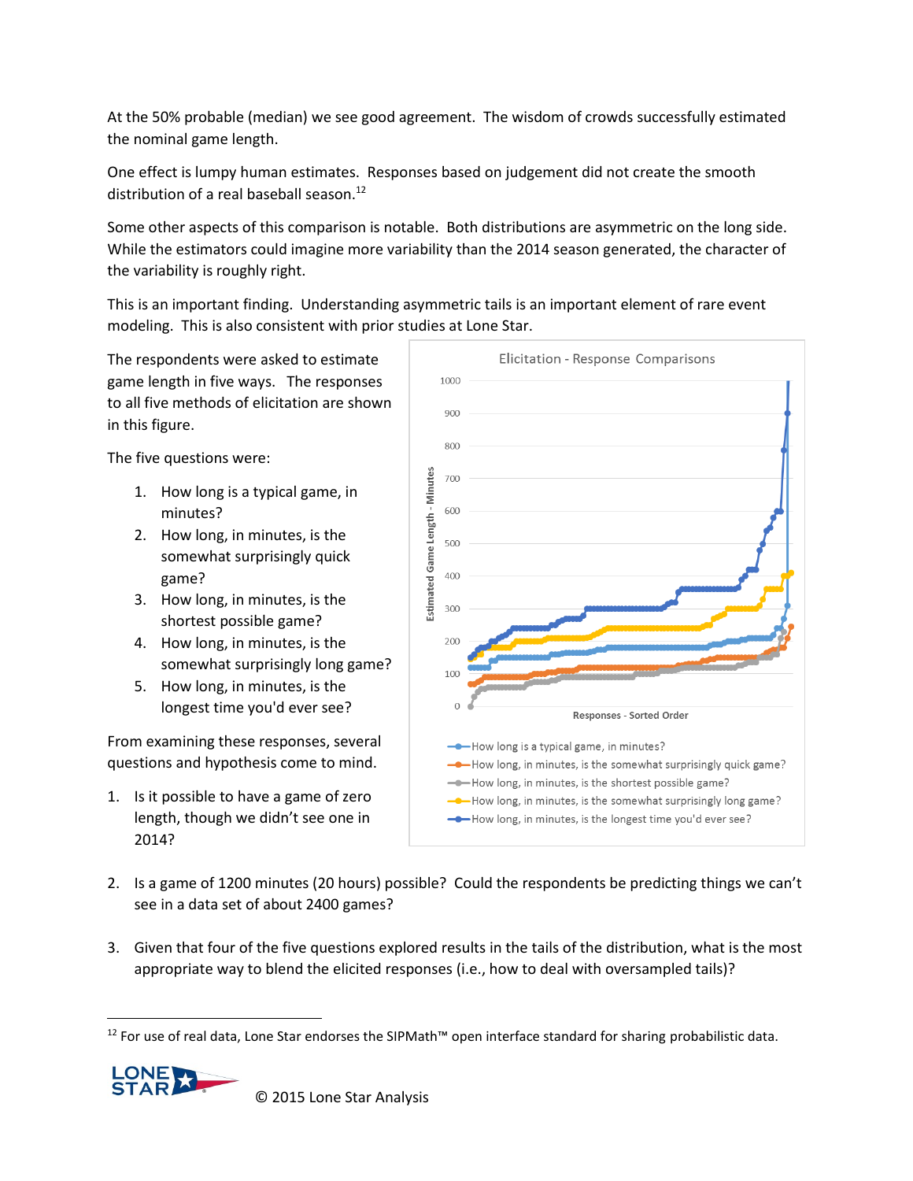At the 50% probable (median) we see good agreement. The wisdom of crowds successfully estimated the nominal game length.

One effect is lumpy human estimates. Responses based on judgement did not create the smooth distribution of a real baseball season.[12]

Some other aspects of this comparison is notable. Both distributions are asymmetric on the long side. While the estimators could imagine more variability than the 2014 season generated, the character of the variability is roughly right.

This is an important finding. Understanding asymmetric tails is an important element of rare event modeling. This is also consistent with prior studies at Lone Star.

The respondents were asked to estimate game length in five ways. The responses to all five methods of elicitation are shown in this figure.

The five questions were:

1. How long is a typical game, in minutes?
2. How long, in minutes, is the somewhat surprisingly quick game?
3. How long, in minutes, is the shortest possible game?
4. How long, in minutes, is the somewhat surprisingly long game?
5. How long, in minutes, is the longest time you'd ever see?

From examining these responses, several questions and hypothesis come to mind.

1. Is it possible to have a game of zero length, though we didn't see one in 2014?
2. Is a game of 1200 minutes (20 hours) possible? Could the respondents be predicting things we can't see in a data set of about 2400 games?
3. Given that four of the five questions explored results in the tails of the distribution, what is the most appropriate way to blend the elicited responses (i.e., how to deal with oversampled tails)?

[12] For use of real data, Lone Star endorses the SIPMath™ open interface standard for sharing probabilistic data.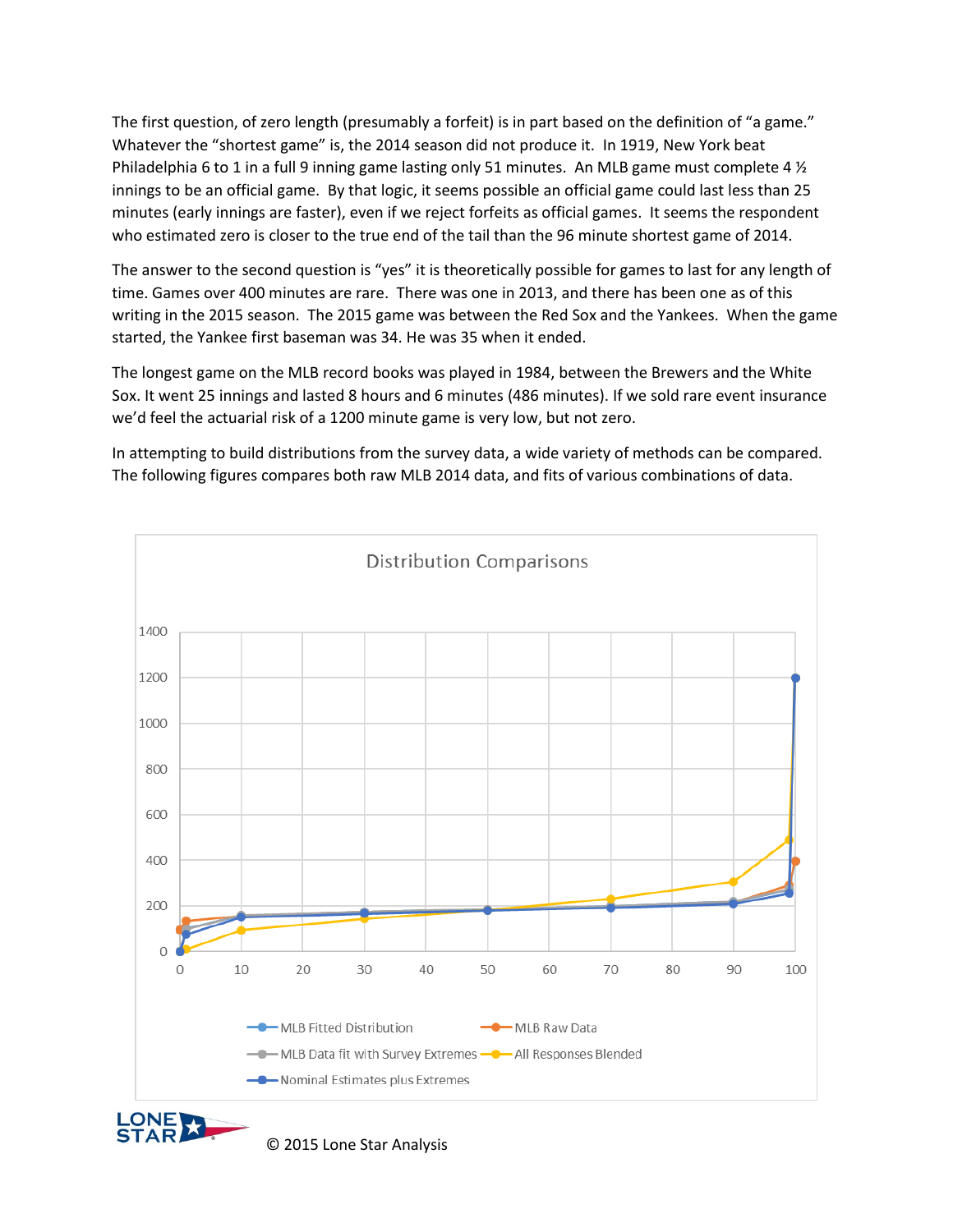The first question, of zero length (presumably a forfeit) is in part based on the definition of "a game." Whatever the "shortest game" is, the 2014 season did not produce it. In 1919, New York beat Philadelphia 6 to 1 in a full 9 inning game lasting only 51 minutes. An MLB game must complete 4 ½ innings to be an official game. By that logic, it seems possible an official game could last less than 25 minutes (early innings are faster), even if we reject forfeits as official games. It seems the respondent who estimated zero is closer to the true end of the tail than the 96 minute shortest game of 2014.

The answer to the second question is "yes" it is theoretically possible for games to last for any length of time. Games over 400 minutes are rare. There was one in 2013, and there has been one as of this writing in the 2015 season. The 2015 game was between the Red Sox and the Yankees. When the game started, the Yankee first baseman was 34. He was 35 when it ended.

The longest game on the MLB record books was played in 1984, between the Brewers and the White Sox. It went 25 innings and lasted 8 hours and 6 minutes (486 minutes). If we sold rare event insurance we'd feel the actuarial risk of a 1200 minute game is very low, but not zero.

In attempting to build distributions from the survey data, a wide variety of methods can be compared. The following figures compares both raw MLB 2014 data, and fits of various combinations of data.

Distribution Comparisons

© 2015 Lone Star Analysis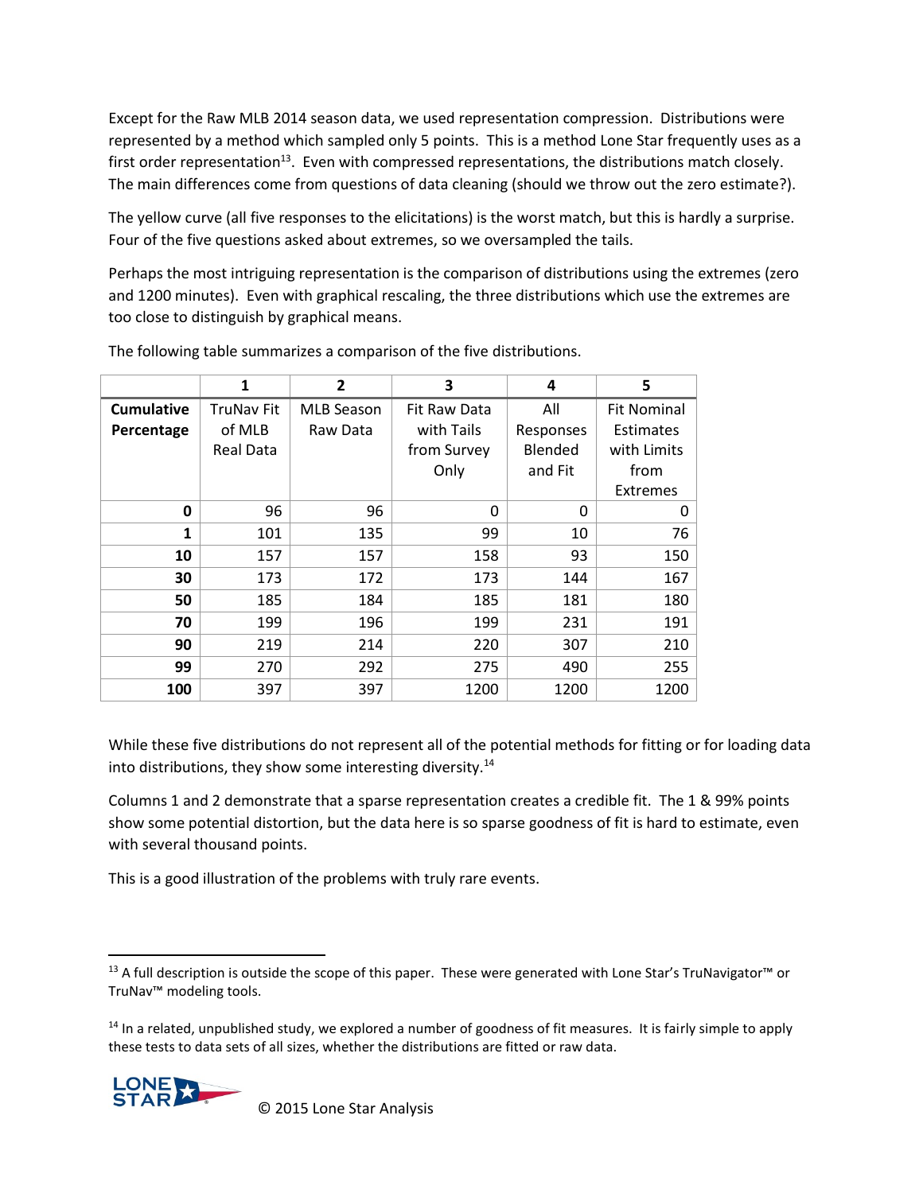Except for the Raw MLB 2014 season data, we used representation compression. Distributions were represented by a method which sampled only 5 points. This is a method Lone Star frequently uses as a first order representation[13]. Even with compressed representations, the distributions match closely. The main differences come from questions of data cleaning (should we throw out the zero estimate?).

The yellow curve (all five responses to the elicitations) is the worst match, but this is hardly a surprise. Four of the five questions asked about extremes, so we oversampled the tails.

Perhaps the most intriguing representation is the comparison of distributions using the extremes (zero and 1200 minutes). Even with graphical rescaling, the three distributions which use the extremes are too close to distinguish by graphical means.

The following table summarizes a comparison of the five distributions.

| | 1 | 2 | 3 | 4 | 5 |
|---|---|---|---|---|---|
| **Cumulative Percentage** | TruNav Fit of MLB Real Data | MLB Season Raw Data | Fit Raw Data with Tails from Survey Only | All Responses Blended and Fit | Fit Nominal Estimates with Limits from Extremes |
| **0** | 96 | 96 | 0 | 0 | 0 |
| **1** | 101 | 135 | 99 | 10 | 76 |
| **10** | 157 | 157 | 158 | 93 | 150 |
| **30** | 173 | 172 | 173 | 144 | 167 |
| **50** | 185 | 184 | 185 | 181 | 180 |
| **70** | 199 | 196 | 199 | 231 | 191 |
| **90** | 219 | 214 | 220 | 307 | 210 |
| **99** | 270 | 292 | 275 | 490 | 255 |
| **100** | 397 | 397 | 1200 | 1200 | 1200 |

While these five distributions do not represent all of the potential methods for fitting or for loading data into distributions, they show some interesting diversity.[14]

Columns 1 and 2 demonstrate that a sparse representation creates a credible fit. The 1 & 99% points show some potential distortion, but the data here is so sparse goodness of fit is hard to estimate, even with several thousand points.

This is a good illustration of the problems with truly rare events.

---

[13] A full description is outside the scope of this paper. These were generated with Lone Star's TruNavigator™ or TruNav™ modeling tools.

[14] In a related, unpublished study, we explored a number of goodness of fit measures. It is fairly simple to apply these tests to data sets of all sizes, whether the distributions are fitted or raw data.

© 2015 Lone Star Analysis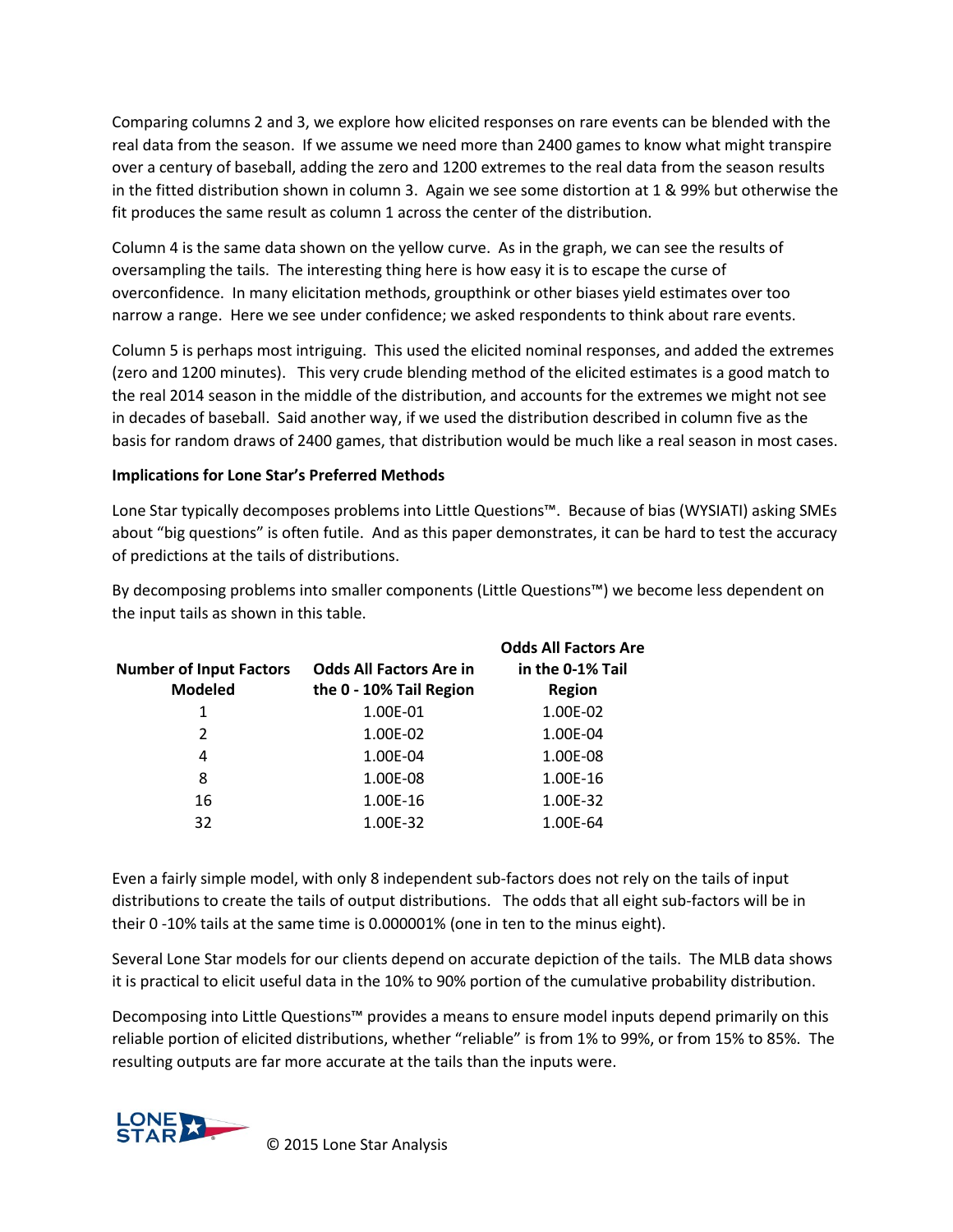Comparing columns 2 and 3, we explore how elicited responses on rare events can be blended with the real data from the season. If we assume we need more than 2400 games to know what might transpire over a century of baseball, adding the zero and 1200 extremes to the real data from the season results in the fitted distribution shown in column 3. Again we see some distortion at 1 & 99% but otherwise the fit produces the same result as column 1 across the center of the distribution.

Column 4 is the same data shown on the yellow curve. As in the graph, we can see the results of oversampling the tails. The interesting thing here is how easy it is to escape the curse of overconfidence. In many elicitation methods, groupthink or other biases yield estimates over too narrow a range. Here we see under confidence; we asked respondents to think about rare events.

Column 5 is perhaps most intriguing. This used the elicited nominal responses, and added the extremes (zero and 1200 minutes). This very crude blending method of the elicited estimates is a good match to the real 2014 season in the middle of the distribution, and accounts for the extremes we might not see in decades of baseball. Said another way, if we used the distribution described in column five as the basis for random draws of 2400 games, that distribution would be much like a real season in most cases.

**Implications for Lone Star's Preferred Methods**

Lone Star typically decomposes problems into Little Questions™. Because of bias (WYSIATI) asking SMEs about "big questions" is often futile. And as this paper demonstrates, it can be hard to test the accuracy of predictions at the tails of distributions.

By decomposing problems into smaller components (Little Questions™) we become less dependent on the input tails as shown in this table.

| Number of Input Factors Modeled | Odds All Factors Are in the 0 - 10% Tail Region | Odds All Factors Are in the 0-1% Tail Region |
|---|---|---|
| 1 | 1.00E-01 | 1.00E-02 |
| 2 | 1.00E-02 | 1.00E-04 |
| 4 | 1.00E-04 | 1.00E-08 |
| 8 | 1.00E-08 | 1.00E-16 |
| 16 | 1.00E-16 | 1.00E-32 |
| 32 | 1.00E-32 | 1.00E-64 |

Even a fairly simple model, with only 8 independent sub-factors does not rely on the tails of input distributions to create the tails of output distributions. The odds that all eight sub-factors will be in their 0 -10% tails at the same time is 0.000001% (one in ten to the minus eight).

Several Lone Star models for our clients depend on accurate depiction of the tails. The MLB data shows it is practical to elicit useful data in the 10% to 90% portion of the cumulative probability distribution.

Decomposing into Little Questions™ provides a means to ensure model inputs depend primarily on this reliable portion of elicited distributions, whether "reliable" is from 1% to 99%, or from 15% to 85%. The resulting outputs are far more accurate at the tails than the inputs were.

© 2015 Lone Star Analysis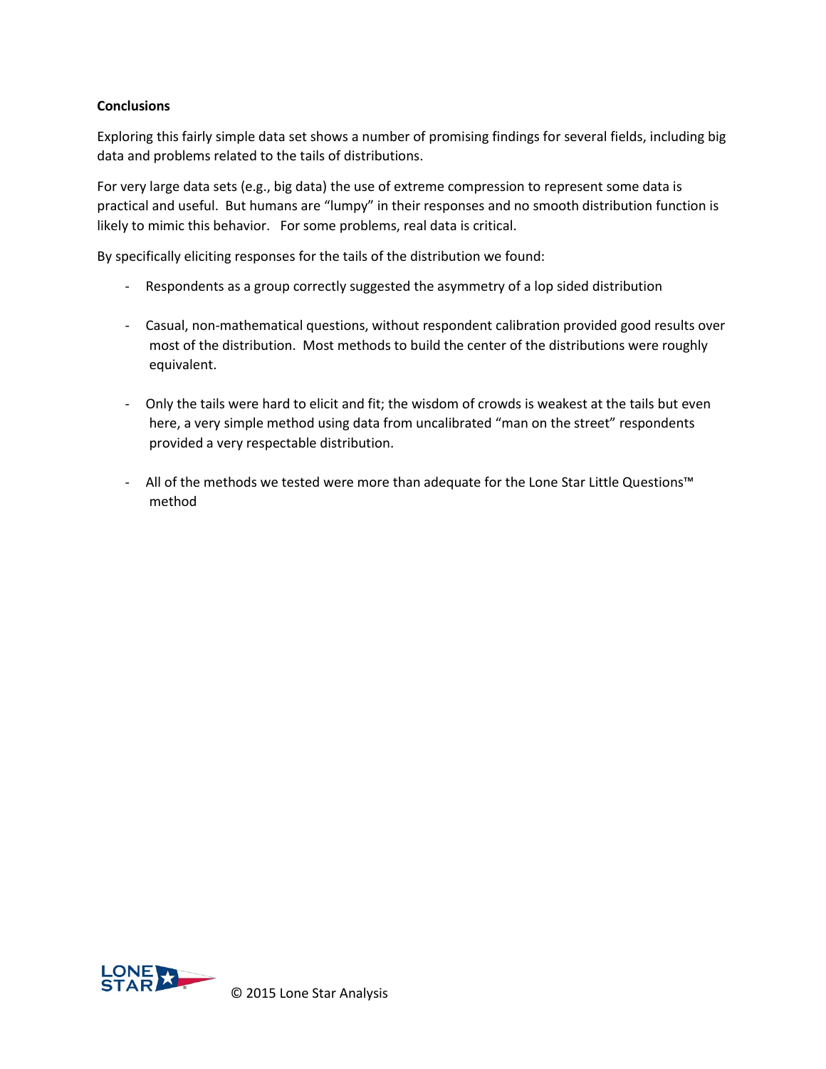**Conclusions**

Exploring this fairly simple data set shows a number of promising findings for several fields, including big data and problems related to the tails of distributions.

For very large data sets (e.g., big data) the use of extreme compression to represent some data is practical and useful. But humans are "lumpy" in their responses and no smooth distribution function is likely to mimic this behavior. For some problems, real data is critical.

By specifically eliciting responses for the tails of the distribution we found:

- Respondents as a group correctly suggested the asymmetry of a lop sided distribution
- Casual, non-mathematical questions, without respondent calibration provided good results over most of the distribution. Most methods to build the center of the distributions were roughly equivalent.
- Only the tails were hard to elicit and fit; the wisdom of crowds is weakest at the tails but even here, a very simple method using data from uncalibrated "man on the street" respondents provided a very respectable distribution.
- All of the methods we tested were more than adequate for the Lone Star Little Questions™ method

© 2015 Lone Star Analysis